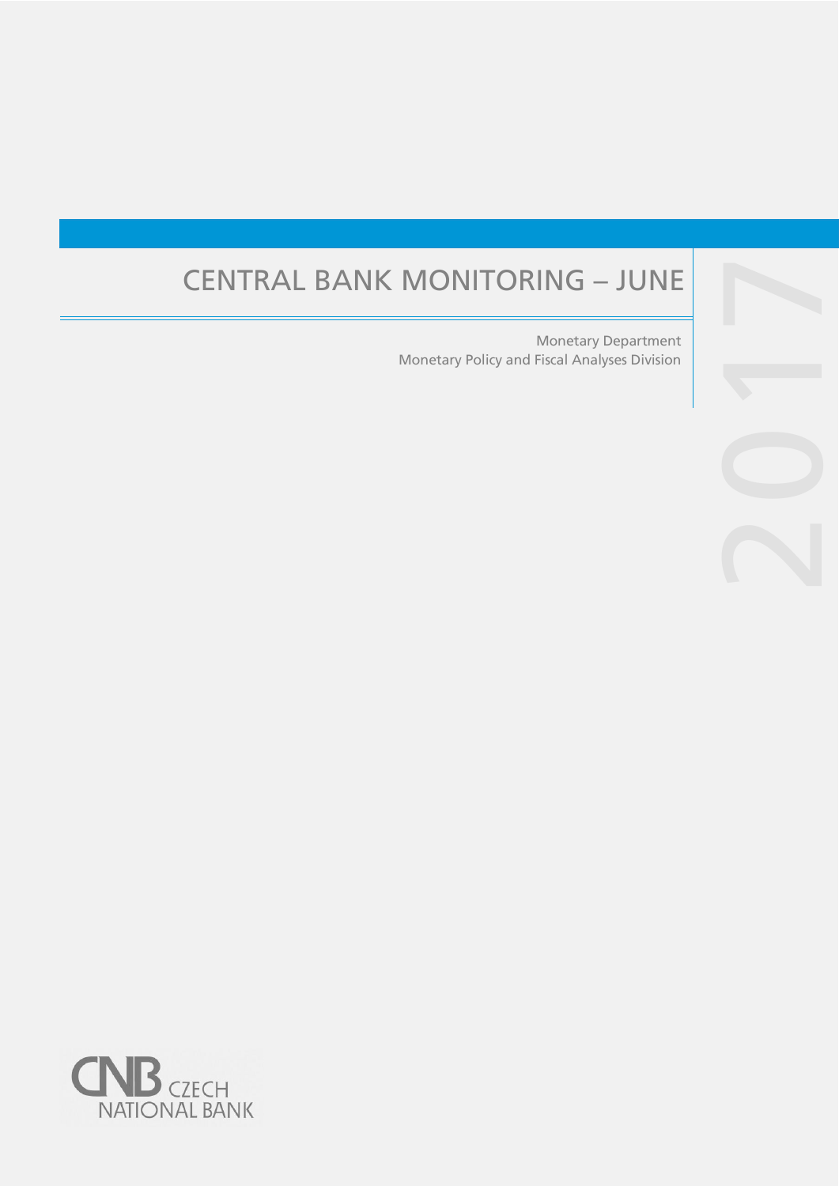# CENTRAL BANK MONITORING – JUNE 2017

Monetary Department
Monetary Policy and Fiscal Analyses Division

CNB CZECH NATIONAL BANK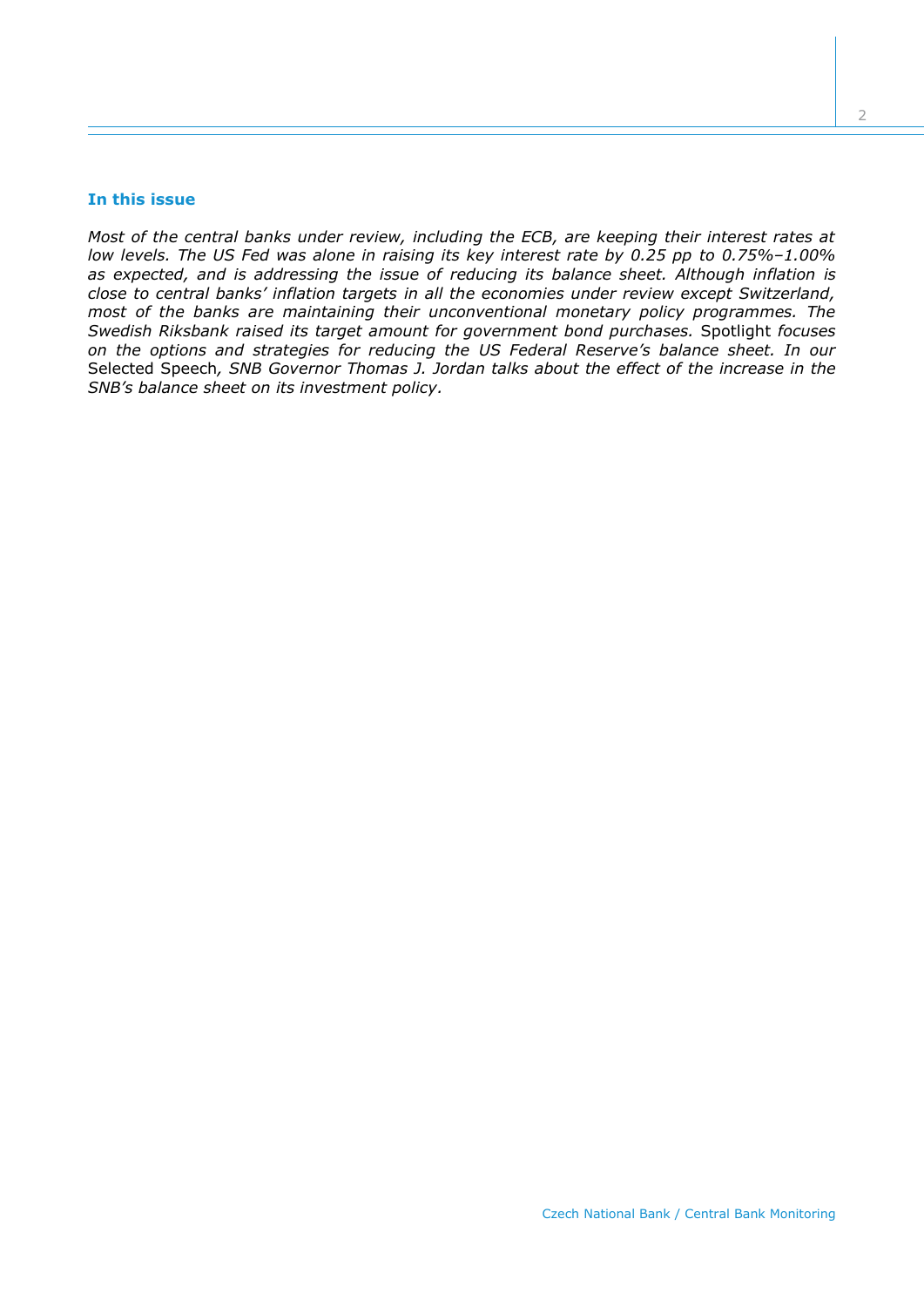## In this issue

*Most of the central banks under review, including the ECB, are keeping their interest rates at low levels. The US Fed was alone in raising its key interest rate by 0.25 pp to 0.75%–1.00% as expected, and is addressing the issue of reducing its balance sheet. Although inflation is close to central banks' inflation targets in all the economies under review except Switzerland, most of the banks are maintaining their unconventional monetary policy programmes. The Swedish Riksbank raised its target amount for government bond purchases.* Spotlight *focuses on the options and strategies for reducing the US Federal Reserve's balance sheet. In our* Selected Speech*, SNB Governor Thomas J. Jordan talks about the effect of the increase in the SNB's balance sheet on its investment policy.*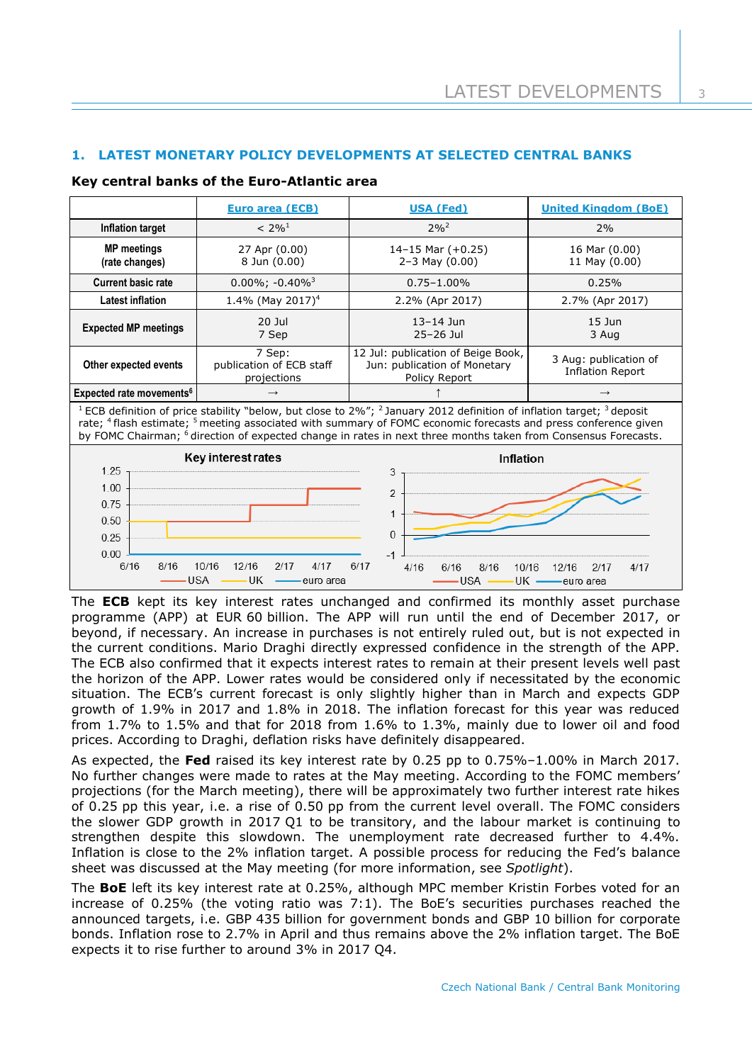## 1. LATEST MONETARY POLICY DEVELOPMENTS AT SELECTED CENTRAL BANKS

### Key central banks of the Euro-Atlantic area

| | Euro area (ECB) | USA (Fed) | United Kingdom (BoE) |
|---|---|---|---|
| **Inflation target** | < 2%[1] | 2%[2] | 2% |
| **MP meetings (rate changes)** | 27 Apr (0.00)<br>8 Jun (0.00) | 14–15 Mar (+0.25)<br>2–3 May (0.00) | 16 Mar (0.00)<br>11 May (0.00) |
| **Current basic rate** | 0.00%; -0.40%[3] | 0.75–1.00% | 0.25% |
| **Latest inflation** | 1.4% (May 2017)[4] | 2.2% (Apr 2017) | 2.7% (Apr 2017) |
| **Expected MP meetings** | 20 Jul<br>7 Sep | 13–14 Jun<br>25–26 Jul | 15 Jun<br>3 Aug |
| **Other expected events** | 7 Sep: publication of ECB staff projections | 12 Jul: publication of Beige Book,<br>Jun: publication of Monetary Policy Report | 3 Aug: publication of Inflation Report |
| **Expected rate movements[6]** | → | ↑ | → |

[1] ECB definition of price stability "below, but close to 2%"; [2] January 2012 definition of inflation target; [3] deposit rate; [4] flash estimate; [5] meeting associated with summary of FOMC economic forecasts and press conference given by FOMC Chairman; [6] direction of expected change in rates in next three months taken from Consensus Forecasts.

The **ECB** kept its key interest rates unchanged and confirmed its monthly asset purchase programme (APP) at EUR 60 billion. The APP will run until the end of December 2017, or beyond, if necessary. An increase in purchases is not entirely ruled out, but is not expected in the current conditions. Mario Draghi directly expressed confidence in the strength of the APP. The ECB also confirmed that it expects interest rates to remain at their present levels well past the horizon of the APP. Lower rates would be considered only if necessitated by the economic situation. The ECB's current forecast is only slightly higher than in March and expects GDP growth of 1.9% in 2017 and 1.8% in 2018. The inflation forecast for this year was reduced from 1.7% to 1.5% and that for 2018 from 1.6% to 1.3%, mainly due to lower oil and food prices. According to Draghi, deflation risks have definitely disappeared.

As expected, the **Fed** raised its key interest rate by 0.25 pp to 0.75%–1.00% in March 2017. No further changes were made to rates at the May meeting. According to the FOMC members' projections (for the March meeting), there will be approximately two further interest rate hikes of 0.25 pp this year, i.e. a rise of 0.50 pp from the current level overall. The FOMC considers the slower GDP growth in 2017 Q1 to be transitory, and the labour market is continuing to strengthen despite this slowdown. The unemployment rate decreased further to 4.4%. Inflation is close to the 2% inflation target. A possible process for reducing the Fed's balance sheet was discussed at the May meeting (for more information, see *Spotlight*).

The **BoE** left its key interest rate at 0.25%, although MPC member Kristin Forbes voted for an increase of 0.25% (the voting ratio was 7:1). The BoE's securities purchases reached the announced targets, i.e. GBP 435 billion for government bonds and GBP 10 billion for corporate bonds. Inflation rose to 2.7% in April and thus remains above the 2% inflation target. The BoE expects it to rise further to around 3% in 2017 Q4.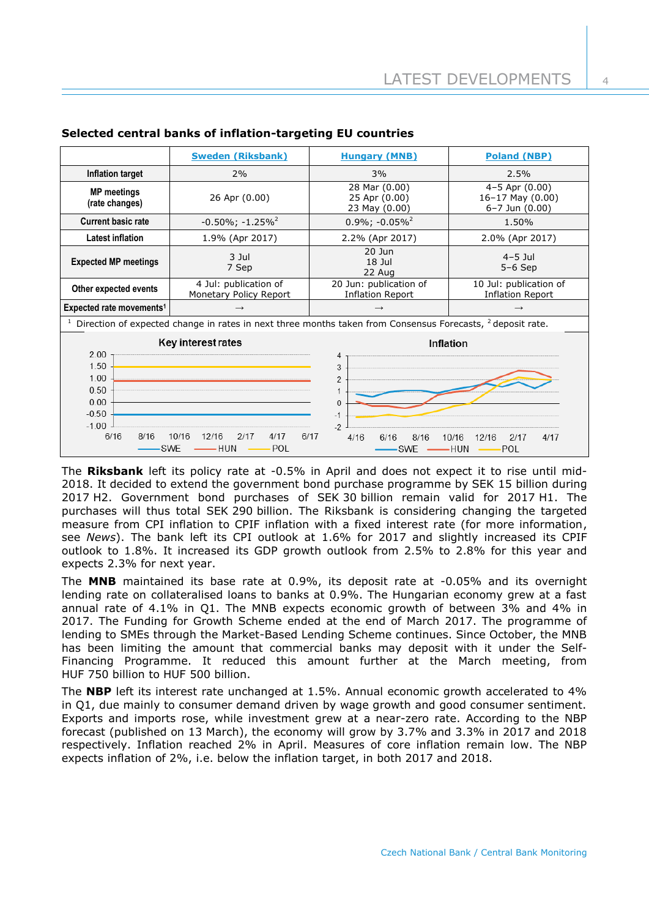**Selected central banks of inflation-targeting EU countries**

| | Sweden (Riksbank) | Hungary (MNB) | Poland (NBP) |
|---|---|---|---|
| Inflation target | 2% | 3% | 2.5% |
| MP meetings (rate changes) | 26 Apr (0.00) | 28 Mar (0.00) 25 Apr (0.00) 23 May (0.00) | 4–5 Apr (0.00) 16–17 May (0.00) 6–7 Jun (0.00) |
| Current basic rate | -0.50%; -1.25%[2] | 0.9%; -0.05%[2] | 1.50% |
| Latest inflation | 1.9% (Apr 2017) | 2.2% (Apr 2017) | 2.0% (Apr 2017) |
| Expected MP meetings | 3 Jul 7 Sep | 20 Jun 18 Jul 22 Aug | 4–5 Jul 5–6 Sep |
| Other expected events | 4 Jul: publication of Monetary Policy Report | 20 Jun: publication of Inflation Report | 10 Jul: publication of Inflation Report |
| Expected rate movements[1] | → | → | → |

[1] Direction of expected change in rates in next three months taken from Consensus Forecasts, [2] deposit rate.

The **Riksbank** left its policy rate at -0.5% in April and does not expect it to rise until mid-2018. It decided to extend the government bond purchase programme by SEK 15 billion during 2017 H2. Government bond purchases of SEK 30 billion remain valid for 2017 H1. The purchases will thus total SEK 290 billion. The Riksbank is considering changing the targeted measure from CPI inflation to CPIF inflation with a fixed interest rate (for more information, see *News*). The bank left its CPI outlook at 1.6% for 2017 and slightly increased its CPIF outlook to 1.8%. It increased its GDP growth outlook from 2.5% to 2.8% for this year and expects 2.3% for next year.

The **MNB** maintained its base rate at 0.9%, its deposit rate at -0.05% and its overnight lending rate on collateralised loans to banks at 0.9%. The Hungarian economy grew at a fast annual rate of 4.1% in Q1. The MNB expects economic growth of between 3% and 4% in 2017. The Funding for Growth Scheme ended at the end of March 2017. The programme of lending to SMEs through the Market-Based Lending Scheme continues. Since October, the MNB has been limiting the amount that commercial banks may deposit with it under the Self-Financing Programme. It reduced this amount further at the March meeting, from HUF 750 billion to HUF 500 billion.

The **NBP** left its interest rate unchanged at 1.5%. Annual economic growth accelerated to 4% in Q1, due mainly to consumer demand driven by wage growth and good consumer sentiment. Exports and imports rose, while investment grew at a near-zero rate. According to the NBP forecast (published on 13 March), the economy will grow by 3.7% and 3.3% in 2017 and 2018 respectively. Inflation reached 2% in April. Measures of core inflation remain low. The NBP expects inflation of 2%, i.e. below the inflation target, in both 2017 and 2018.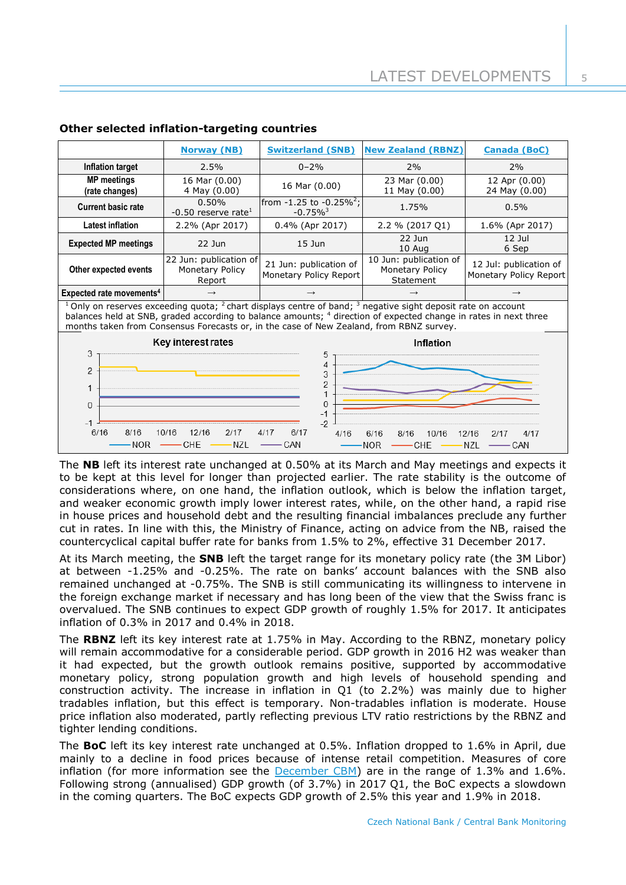**Other selected inflation-targeting countries**

| | Norway (NB) | Switzerland (SNB) | New Zealand (RBNZ) | Canada (BoC) |
|---|---|---|---|---|
| Inflation target | 2.5% | 0–2% | 2% | 2% |
| MP meetings (rate changes) | 16 Mar (0.00) 4 May (0.00) | 16 Mar (0.00) | 23 Mar (0.00) 11 May (0.00) | 12 Apr (0.00) 24 May (0.00) |
| Current basic rate | 0.50% -0.50 reserve rate[1] | from -1.25 to -0.25%[2]; -0.75%[3] | 1.75% | 0.5% |
| Latest inflation | 2.2% (Apr 2017) | 0.4% (Apr 2017) | 2.2 % (2017 Q1) | 1.6% (Apr 2017) |
| Expected MP meetings | 22 Jun | 15 Jun | 22 Jun 10 Aug | 12 Jul 6 Sep |
| Other expected events | 22 Jun: publication of Monetary Policy Report | 21 Jun: publication of Monetary Policy Report | 10 Jun: publication of Monetary Policy Statement | 12 Jul: publication of Monetary Policy Report |
| Expected rate movements[4] | → | → | → | → |

[1] Only on reserves exceeding quota; [2] chart displays centre of band; [3] negative sight deposit rate on account balances held at SNB, graded according to balance amounts; [4] direction of expected change in rates in next three months taken from Consensus Forecasts or, in the case of New Zealand, from RBNZ survey.

The **NB** left its interest rate unchanged at 0.50% at its March and May meetings and expects it to be kept at this level for longer than projected earlier. The rate stability is the outcome of considerations where, on one hand, the inflation outlook, which is below the inflation target, and weaker economic growth imply lower interest rates, while, on the other hand, a rapid rise in house prices and household debt and the resulting financial imbalances preclude any further cut in rates. In line with this, the Ministry of Finance, acting on advice from the NB, raised the countercyclical capital buffer rate for banks from 1.5% to 2%, effective 31 December 2017.

At its March meeting, the **SNB** left the target range for its monetary policy rate (the 3M Libor) at between -1.25% and -0.25%. The rate on banks' account balances with the SNB also remained unchanged at -0.75%. The SNB is still communicating its willingness to intervene in the foreign exchange market if necessary and has long been of the view that the Swiss franc is overvalued. The SNB continues to expect GDP growth of roughly 1.5% for 2017. It anticipates inflation of 0.3% in 2017 and 0.4% in 2018.

The **RBNZ** left its key interest rate at 1.75% in May. According to the RBNZ, monetary policy will remain accommodative for a considerable period. GDP growth in 2016 H2 was weaker than it had expected, but the growth outlook remains positive, supported by accommodative monetary policy, strong population growth and high levels of household spending and construction activity. The increase in inflation in Q1 (to 2.2%) was mainly due to higher tradables inflation, but this effect is temporary. Non-tradables inflation is moderate. House price inflation also moderated, partly reflecting previous LTV ratio restrictions by the RBNZ and tighter lending conditions.

The **BoC** left its key interest rate unchanged at 0.5%. Inflation dropped to 1.6% in April, due mainly to a decline in food prices because of intense retail competition. Measures of core inflation (for more information see the December CBM) are in the range of 1.3% and 1.6%. Following strong (annualised) GDP growth (of 3.7%) in 2017 Q1, the BoC expects a slowdown in the coming quarters. The BoC expects GDP growth of 2.5% this year and 1.9% in 2018.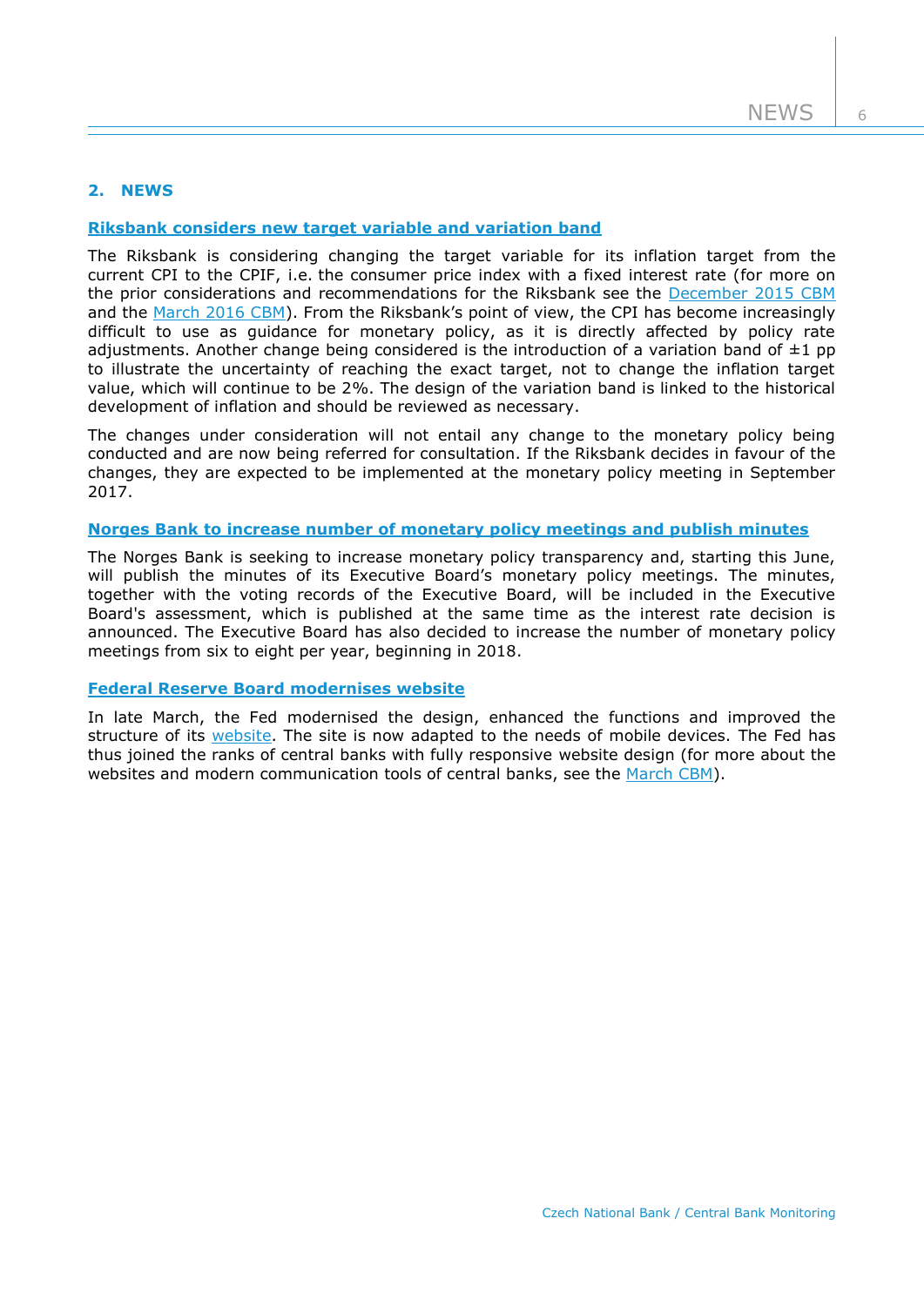## 2. NEWS

### Riksbank considers new target variable and variation band

The Riksbank is considering changing the target variable for its inflation target from the current CPI to the CPIF, i.e. the consumer price index with a fixed interest rate (for more on the prior considerations and recommendations for the Riksbank see the December 2015 CBM and the March 2016 CBM). From the Riksbank's point of view, the CPI has become increasingly difficult to use as guidance for monetary policy, as it is directly affected by policy rate adjustments. Another change being considered is the introduction of a variation band of ±1 pp to illustrate the uncertainty of reaching the exact target, not to change the inflation target value, which will continue to be 2%. The design of the variation band is linked to the historical development of inflation and should be reviewed as necessary.

The changes under consideration will not entail any change to the monetary policy being conducted and are now being referred for consultation. If the Riksbank decides in favour of the changes, they are expected to be implemented at the monetary policy meeting in September 2017.

### Norges Bank to increase number of monetary policy meetings and publish minutes

The Norges Bank is seeking to increase monetary policy transparency and, starting this June, will publish the minutes of its Executive Board's monetary policy meetings. The minutes, together with the voting records of the Executive Board, will be included in the Executive Board's assessment, which is published at the same time as the interest rate decision is announced. The Executive Board has also decided to increase the number of monetary policy meetings from six to eight per year, beginning in 2018.

### Federal Reserve Board modernises website

In late March, the Fed modernised the design, enhanced the functions and improved the structure of its website. The site is now adapted to the needs of mobile devices. The Fed has thus joined the ranks of central banks with fully responsive website design (for more about the websites and modern communication tools of central banks, see the March CBM).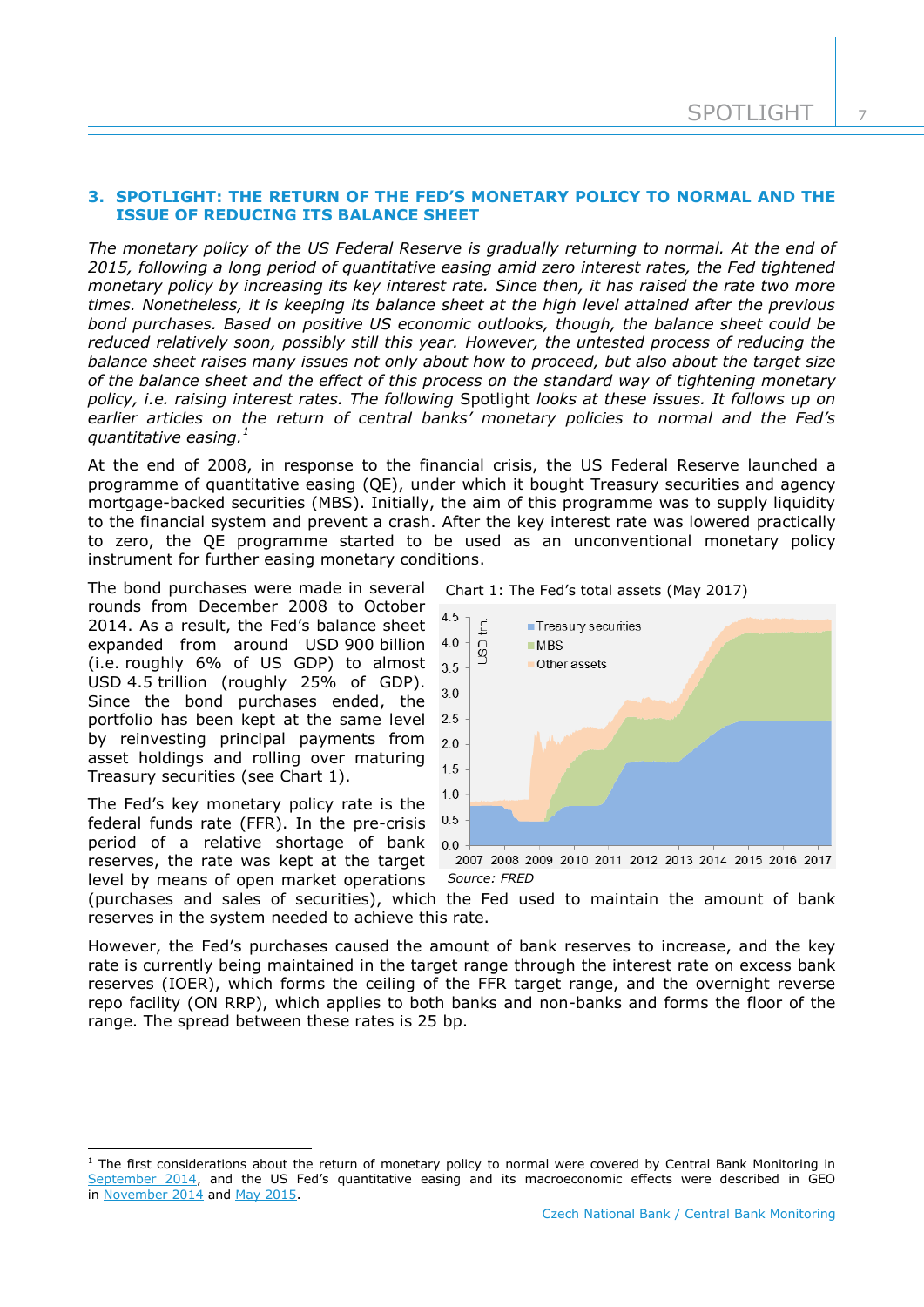## 3. SPOTLIGHT: THE RETURN OF THE FED'S MONETARY POLICY TO NORMAL AND THE ISSUE OF REDUCING ITS BALANCE SHEET

*The monetary policy of the US Federal Reserve is gradually returning to normal. At the end of 2015, following a long period of quantitative easing amid zero interest rates, the Fed tightened monetary policy by increasing its key interest rate. Since then, it has raised the rate two more times. Nonetheless, it is keeping its balance sheet at the high level attained after the previous bond purchases. Based on positive US economic outlooks, though, the balance sheet could be reduced relatively soon, possibly still this year. However, the untested process of reducing the balance sheet raises many issues not only about how to proceed, but also about the target size of the balance sheet and the effect of this process on the standard way of tightening monetary policy, i.e. raising interest rates. The following* Spotlight *looks at these issues. It follows up on earlier articles on the return of central banks' monetary policies to normal and the Fed's quantitative easing.*[1]

At the end of 2008, in response to the financial crisis, the US Federal Reserve launched a programme of quantitative easing (QE), under which it bought Treasury securities and agency mortgage-backed securities (MBS). Initially, the aim of this programme was to supply liquidity to the financial system and prevent a crash. After the key interest rate was lowered practically to zero, the QE programme started to be used as an unconventional monetary policy instrument for further easing monetary conditions.

The bond purchases were made in several rounds from December 2008 to October 2014. As a result, the Fed's balance sheet expanded from around USD 900 billion (i.e. roughly 6% of US GDP) to almost USD 4.5 trillion (roughly 25% of GDP). Since the bond purchases ended, the portfolio has been kept at the same level by reinvesting principal payments from asset holdings and rolling over maturing Treasury securities (see Chart 1).

Chart 1: The Fed's total assets (May 2017)

Source: FRED

The Fed's key monetary policy rate is the federal funds rate (FFR). In the pre-crisis period of a relative shortage of bank reserves, the rate was kept at the target level by means of open market operations (purchases and sales of securities), which the Fed used to maintain the amount of bank reserves in the system needed to achieve this rate.

However, the Fed's purchases caused the amount of bank reserves to increase, and the key rate is currently being maintained in the target range through the interest rate on excess bank reserves (IOER), which forms the ceiling of the FFR target range, and the overnight reverse repo facility (ON RRP), which applies to both banks and non-banks and forms the floor of the range. The spread between these rates is 25 bp.

---

[1] The first considerations about the return of monetary policy to normal were covered by Central Bank Monitoring in September 2014, and the US Fed's quantitative easing and its macroeconomic effects were described in GEO in November 2014 and May 2015.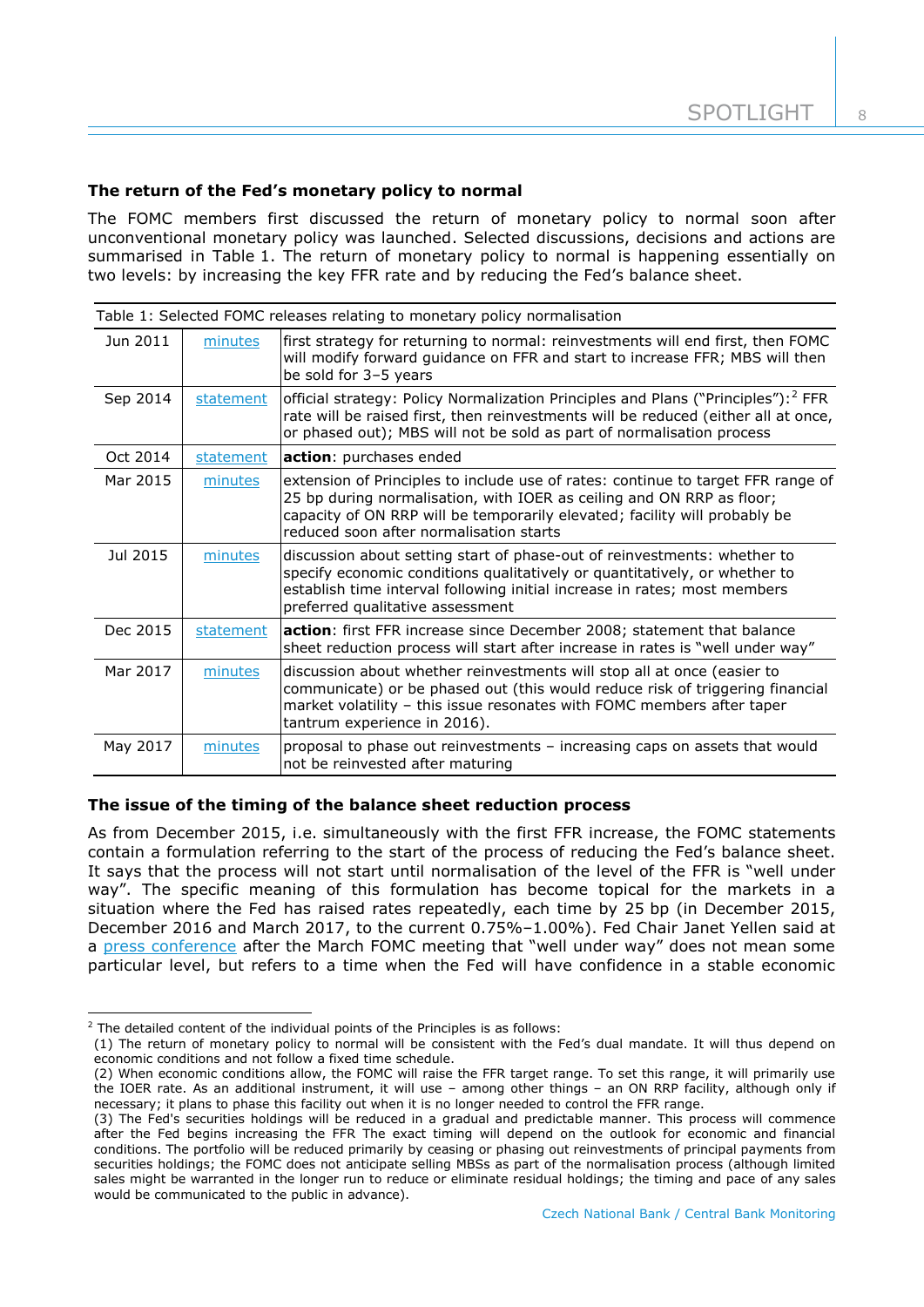### The return of the Fed's monetary policy to normal

The FOMC members first discussed the return of monetary policy to normal soon after unconventional monetary policy was launched. Selected discussions, decisions and actions are summarised in Table 1. The return of monetary policy to normal is happening essentially on two levels: by increasing the key FFR rate and by reducing the Fed's balance sheet.

Table 1: Selected FOMC releases relating to monetary policy normalisation

| | | |
|---|---|---|
| Jun 2011 | minutes | first strategy for returning to normal: reinvestments will end first, then FOMC will modify forward guidance on FFR and start to increase FFR; MBS will then be sold for 3–5 years |
| Sep 2014 | statement | official strategy: Policy Normalization Principles and Plans ("Principles"):[2] FFR rate will be raised first, then reinvestments will be reduced (either all at once, or phased out); MBS will not be sold as part of normalisation process |
| Oct 2014 | statement | **action**: purchases ended |
| Mar 2015 | minutes | extension of Principles to include use of rates: continue to target FFR range of 25 bp during normalisation, with IOER as ceiling and ON RRP as floor; capacity of ON RRP will be temporarily elevated; facility will probably be reduced soon after normalisation starts |
| Jul 2015 | minutes | discussion about setting start of phase-out of reinvestments: whether to specify economic conditions qualitatively or quantitatively, or whether to establish time interval following initial increase in rates; most members preferred qualitative assessment |
| Dec 2015 | statement | **action**: first FFR increase since December 2008; statement that balance sheet reduction process will start after increase in rates is "well under way" |
| Mar 2017 | minutes | discussion about whether reinvestments will stop all at once (easier to communicate) or be phased out (this would reduce risk of triggering financial market volatility – this issue resonates with FOMC members after taper tantrum experience in 2016). |
| May 2017 | minutes | proposal to phase out reinvestments – increasing caps on assets that would not be reinvested after maturing |

### The issue of the timing of the balance sheet reduction process

As from December 2015, i.e. simultaneously with the first FFR increase, the FOMC statements contain a formulation referring to the start of the process of reducing the Fed's balance sheet. It says that the process will not start until normalisation of the level of the FFR is "well under way". The specific meaning of this formulation has become topical for the markets in a situation where the Fed has raised rates repeatedly, each time by 25 bp (in December 2015, December 2016 and March 2017, to the current 0.75%–1.00%). Fed Chair Janet Yellen said at a press conference after the March FOMC meeting that "well under way" does not mean some particular level, but refers to a time when the Fed will have confidence in a stable economic

---

[2] The detailed content of the individual points of the Principles is as follows:
(1) The return of monetary policy to normal will be consistent with the Fed's dual mandate. It will thus depend on economic conditions and not follow a fixed time schedule.
(2) When economic conditions allow, the FOMC will raise the FFR target range. To set this range, it will primarily use the IOER rate. As an additional instrument, it will use – among other things – an ON RRP facility, although only if necessary; it plans to phase this facility out when it is no longer needed to control the FFR range.
(3) The Fed's securities holdings will be reduced in a gradual and predictable manner. This process will commence after the Fed begins increasing the FFR The exact timing will depend on the outlook for economic and financial conditions. The portfolio will be reduced primarily by ceasing or phasing out reinvestments of principal payments from securities holdings; the FOMC does not anticipate selling MBSs as part of the normalisation process (although limited sales might be warranted in the longer run to reduce or eliminate residual holdings; the timing and pace of any sales would be communicated to the public in advance).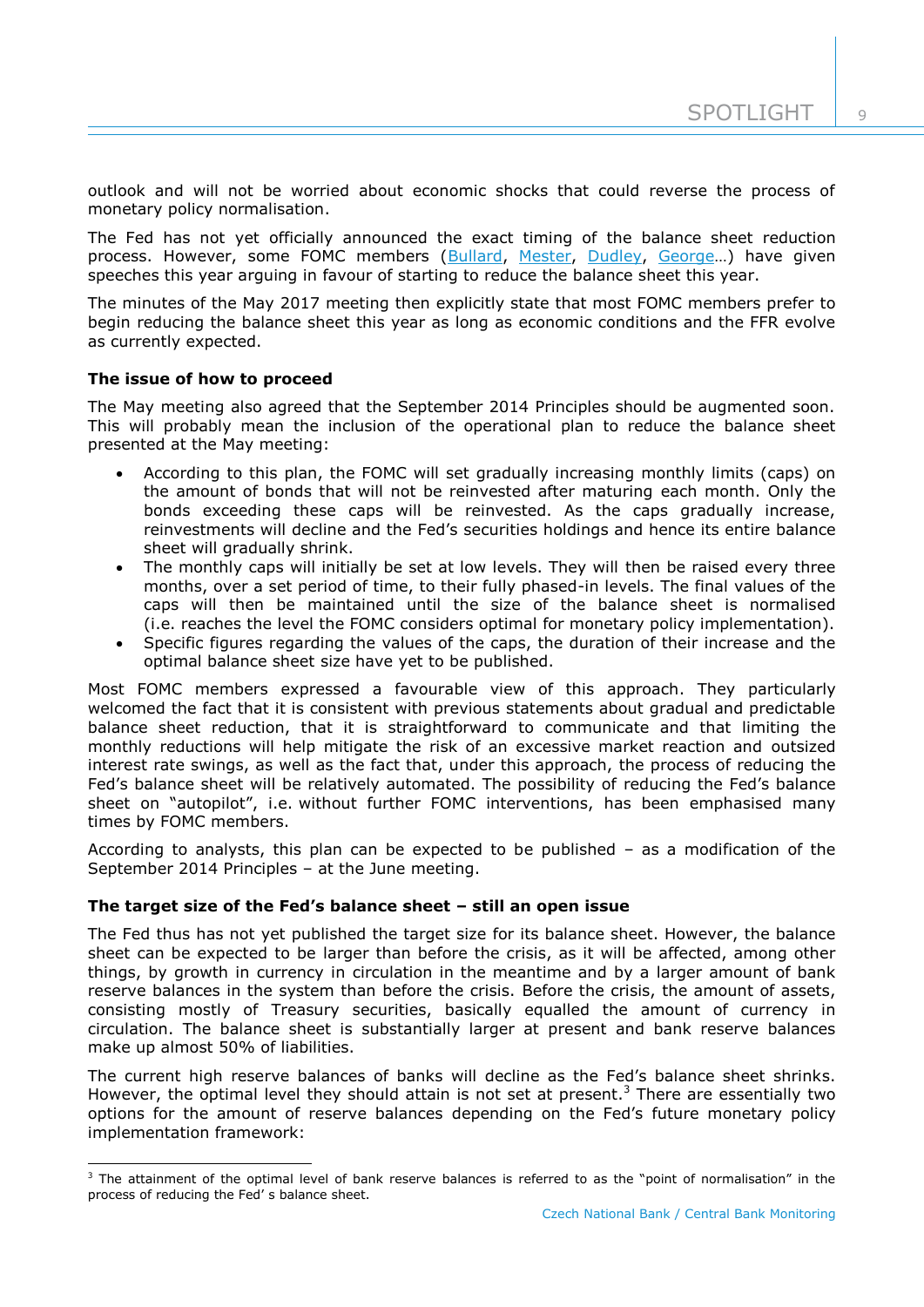outlook and will not be worried about economic shocks that could reverse the process of monetary policy normalisation.

The Fed has not yet officially announced the exact timing of the balance sheet reduction process. However, some FOMC members (Bullard, Mester, Dudley, George…) have given speeches this year arguing in favour of starting to reduce the balance sheet this year.

The minutes of the May 2017 meeting then explicitly state that most FOMC members prefer to begin reducing the balance sheet this year as long as economic conditions and the FFR evolve as currently expected.

**The issue of how to proceed**

The May meeting also agreed that the September 2014 Principles should be augmented soon. This will probably mean the inclusion of the operational plan to reduce the balance sheet presented at the May meeting:

- According to this plan, the FOMC will set gradually increasing monthly limits (caps) on the amount of bonds that will not be reinvested after maturing each month. Only the bonds exceeding these caps will be reinvested. As the caps gradually increase, reinvestments will decline and the Fed's securities holdings and hence its entire balance sheet will gradually shrink.
- The monthly caps will initially be set at low levels. They will then be raised every three months, over a set period of time, to their fully phased-in levels. The final values of the caps will then be maintained until the size of the balance sheet is normalised (i.e. reaches the level the FOMC considers optimal for monetary policy implementation).
- Specific figures regarding the values of the caps, the duration of their increase and the optimal balance sheet size have yet to be published.

Most FOMC members expressed a favourable view of this approach. They particularly welcomed the fact that it is consistent with previous statements about gradual and predictable balance sheet reduction, that it is straightforward to communicate and that limiting the monthly reductions will help mitigate the risk of an excessive market reaction and outsized interest rate swings, as well as the fact that, under this approach, the process of reducing the Fed's balance sheet will be relatively automated. The possibility of reducing the Fed's balance sheet on "autopilot", i.e. without further FOMC interventions, has been emphasised many times by FOMC members.

According to analysts, this plan can be expected to be published – as a modification of the September 2014 Principles – at the June meeting.

**The target size of the Fed's balance sheet – still an open issue**

The Fed thus has not yet published the target size for its balance sheet. However, the balance sheet can be expected to be larger than before the crisis, as it will be affected, among other things, by growth in currency in circulation in the meantime and by a larger amount of bank reserve balances in the system than before the crisis. Before the crisis, the amount of assets, consisting mostly of Treasury securities, basically equalled the amount of currency in circulation. The balance sheet is substantially larger at present and bank reserve balances make up almost 50% of liabilities.

The current high reserve balances of banks will decline as the Fed's balance sheet shrinks. However, the optimal level they should attain is not set at present.[3] There are essentially two options for the amount of reserve balances depending on the Fed's future monetary policy implementation framework:

[3] The attainment of the optimal level of bank reserve balances is referred to as the "point of normalisation" in the process of reducing the Fed' s balance sheet.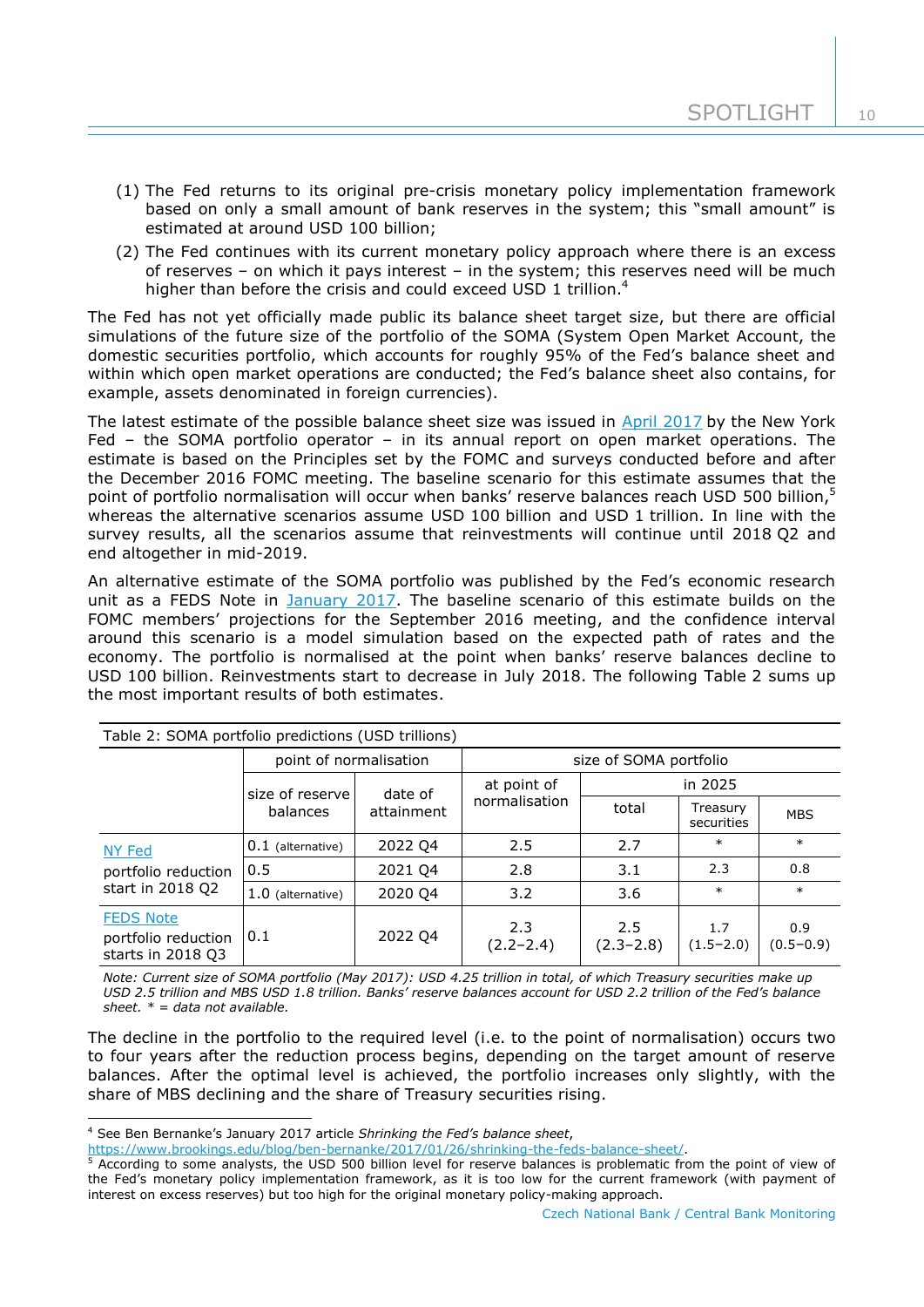(1) The Fed returns to its original pre-crisis monetary policy implementation framework based on only a small amount of bank reserves in the system; this "small amount" is estimated at around USD 100 billion;

(2) The Fed continues with its current monetary policy approach where there is an excess of reserves – on which it pays interest – in the system; this reserves need will be much higher than before the crisis and could exceed USD 1 trillion.[4]

The Fed has not yet officially made public its balance sheet target size, but there are official simulations of the future size of the portfolio of the SOMA (System Open Market Account, the domestic securities portfolio, which accounts for roughly 95% of the Fed's balance sheet and within which open market operations are conducted; the Fed's balance sheet also contains, for example, assets denominated in foreign currencies).

The latest estimate of the possible balance sheet size was issued in April 2017 by the New York Fed – the SOMA portfolio operator – in its annual report on open market operations. The estimate is based on the Principles set by the FOMC and surveys conducted before and after the December 2016 FOMC meeting. The baseline scenario for this estimate assumes that the point of portfolio normalisation will occur when banks' reserve balances reach USD 500 billion,[5] whereas the alternative scenarios assume USD 100 billion and USD 1 trillion. In line with the survey results, all the scenarios assume that reinvestments will continue until 2018 Q2 and end altogether in mid-2019.

An alternative estimate of the SOMA portfolio was published by the Fed's economic research unit as a FEDS Note in January 2017. The baseline scenario of this estimate builds on the FOMC members' projections for the September 2016 meeting, and the confidence interval around this scenario is a model simulation based on the expected path of rates and the economy. The portfolio is normalised at the point when banks' reserve balances decline to USD 100 billion. Reinvestments start to decrease in July 2018. The following Table 2 sums up the most important results of both estimates.

Table 2: SOMA portfolio predictions (USD trillions)

| | point of normalisation | | size of SOMA portfolio | | | |
|---|---|---|---|---|---|---|
| | size of reserve balances | date of attainment | at point of normalisation | in 2025 | | |
| | | | | total | Treasury securities | MBS |
| NY Fed portfolio reduction start in 2018 Q2 | 0.1 (alternative) | 2022 Q4 | 2.5 | 2.7 | * | * |
| | 0.5 | 2021 Q4 | 2.8 | 3.1 | 2.3 | 0.8 |
| | 1.0 (alternative) | 2020 Q4 | 3.2 | 3.6 | * | * |
| FEDS Note portfolio reduction starts in 2018 Q3 | 0.1 | 2022 Q4 | 2.3 (2.2–2.4) | 2.5 (2.3–2.8) | 1.7 (1.5–2.0) | 0.9 (0.5–0.9) |

*Note: Current size of SOMA portfolio (May 2017): USD 4.25 trillion in total, of which Treasury securities make up USD 2.5 trillion and MBS USD 1.8 trillion. Banks' reserve balances account for USD 2.2 trillion of the Fed's balance sheet. * = data not available.*

The decline in the portfolio to the required level (i.e. to the point of normalisation) occurs two to four years after the reduction process begins, depending on the target amount of reserve balances. After the optimal level is achieved, the portfolio increases only slightly, with the share of MBS declining and the share of Treasury securities rising.

---

[4] See Ben Bernanke's January 2017 article *Shrinking the Fed's balance sheet*, https://www.brookings.edu/blog/ben-bernanke/2017/01/26/shrinking-the-feds-balance-sheet/.

[5] According to some analysts, the USD 500 billion level for reserve balances is problematic from the point of view of the Fed's monetary policy implementation framework, as it is too low for the current framework (with payment of interest on excess reserves) but too high for the original monetary policy-making approach.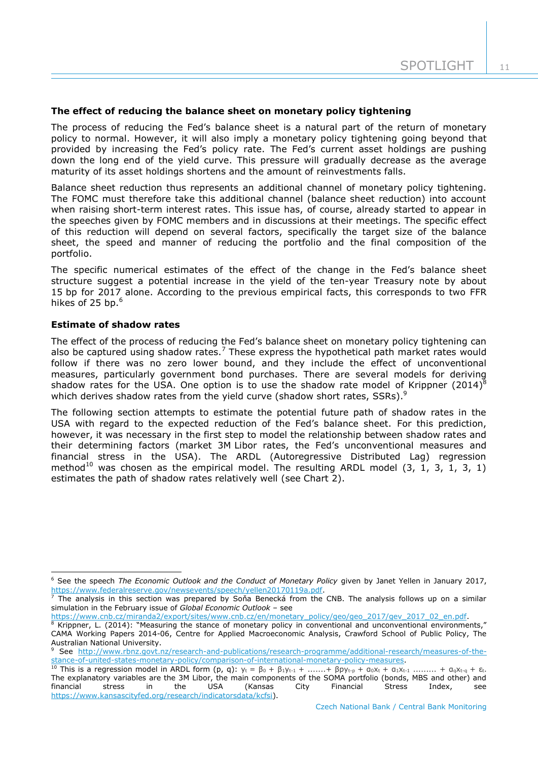### The effect of reducing the balance sheet on monetary policy tightening

The process of reducing the Fed's balance sheet is a natural part of the return of monetary policy to normal. However, it will also imply a monetary policy tightening going beyond that provided by increasing the Fed's policy rate. The Fed's current asset holdings are pushing down the long end of the yield curve. This pressure will gradually decrease as the average maturity of its asset holdings shortens and the amount of reinvestments falls.

Balance sheet reduction thus represents an additional channel of monetary policy tightening. The FOMC must therefore take this additional channel (balance sheet reduction) into account when raising short-term interest rates. This issue has, of course, already started to appear in the speeches given by FOMC members and in discussions at their meetings. The specific effect of this reduction will depend on several factors, specifically the target size of the balance sheet, the speed and manner of reducing the portfolio and the final composition of the portfolio.

The specific numerical estimates of the effect of the change in the Fed's balance sheet structure suggest a potential increase in the yield of the ten-year Treasury note by about 15 bp for 2017 alone. According to the previous empirical facts, this corresponds to two FFR hikes of 25 bp.[6]

### Estimate of shadow rates

The effect of the process of reducing the Fed's balance sheet on monetary policy tightening can also be captured using shadow rates.[7] These express the hypothetical path market rates would follow if there was no zero lower bound, and they include the effect of unconventional measures, particularly government bond purchases. There are several models for deriving shadow rates for the USA. One option is to use the shadow rate model of Krippner (2014)[8] which derives shadow rates from the yield curve (shadow short rates, SSRs).[9]

The following section attempts to estimate the potential future path of shadow rates in the USA with regard to the expected reduction of the Fed's balance sheet. For this prediction, however, it was necessary in the first step to model the relationship between shadow rates and their determining factors (market 3M Libor rates, the Fed's unconventional measures and financial stress in the USA). The ARDL (Autoregressive Distributed Lag) regression method[10] was chosen as the empirical model. The resulting ARDL model (3, 1, 3, 1, 3, 1) estimates the path of shadow rates relatively well (see Chart 2).

---

[6] See the speech *The Economic Outlook and the Conduct of Monetary Policy* given by Janet Yellen in January 2017, https://www.federalreserve.gov/newsevents/speech/yellen20170119a.pdf.

[7] The analysis in this section was prepared by Soňa Benecká from the CNB. The analysis follows up on a similar simulation in the February issue of *Global Economic Outlook* – see https://www.cnb.cz/miranda2/export/sites/www.cnb.cz/en/monetary_policy/geo/geo_2017/gev_2017_02_en.pdf.

[8] Krippner, L. (2014): "Measuring the stance of monetary policy in conventional and unconventional environments," CAMA Working Papers 2014-06, Centre for Applied Macroeconomic Analysis, Crawford School of Public Policy, The Australian National University.

[9] See http://www.rbnz.govt.nz/research-and-publications/research-programme/additional-research/measures-of-the-stance-of-united-states-monetary-policy/comparison-of-international-monetary-policy-measures.

[10] This is a regression model in ARDL form (p, q): $y_t = \beta_0 + \beta_1 y_{t-1} + \ldots\ldots. + \beta p y_{t-p} + \alpha_0 x_t + \alpha_1 x_{t-1} \ldots\ldots\ldots + \alpha_q x_{t-q} + \varepsilon_t$. The explanatory variables are the 3M Libor, the main components of the SOMA portfolio (bonds, MBS and other) and financial stress in the USA (Kansas City Financial Stress Index, see https://www.kansascityfed.org/research/indicatorsdata/kcfsi).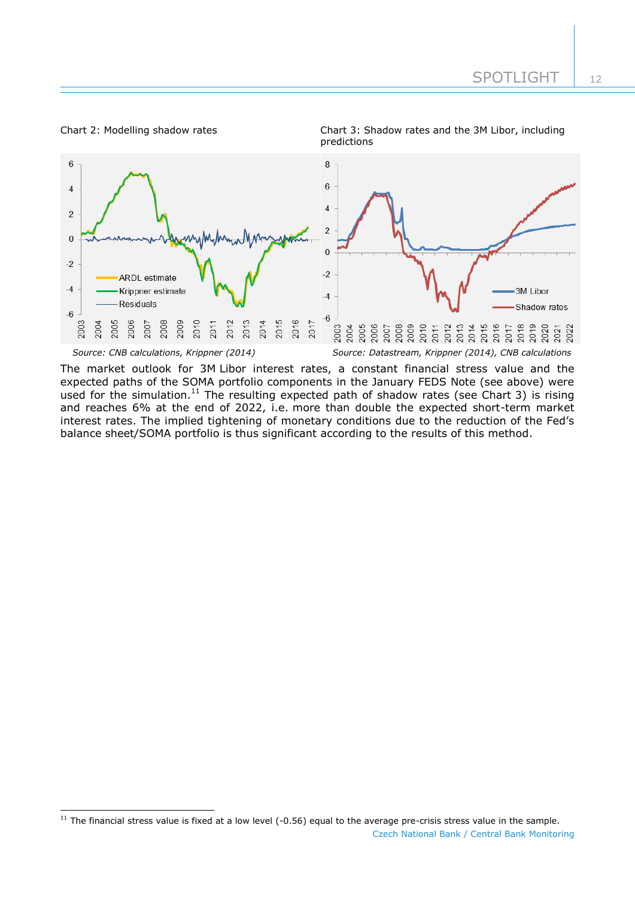Chart 2: Modelling shadow rates

*Source: CNB calculations, Krippner (2014)*

Chart 3: Shadow rates and the 3M Libor, including predictions

*Source: Datastream, Krippner (2014), CNB calculations*

The market outlook for 3M Libor interest rates, a constant financial stress value and the expected paths of the SOMA portfolio components in the January FEDS Note (see above) were used for the simulation.[11] The resulting expected path of shadow rates (see Chart 3) is rising and reaches 6% at the end of 2022, i.e. more than double the expected short-term market interest rates. The implied tightening of monetary conditions due to the reduction of the Fed's balance sheet/SOMA portfolio is thus significant according to the results of this method.

[11] The financial stress value is fixed at a low level (-0.56) equal to the average pre-crisis stress value in the sample.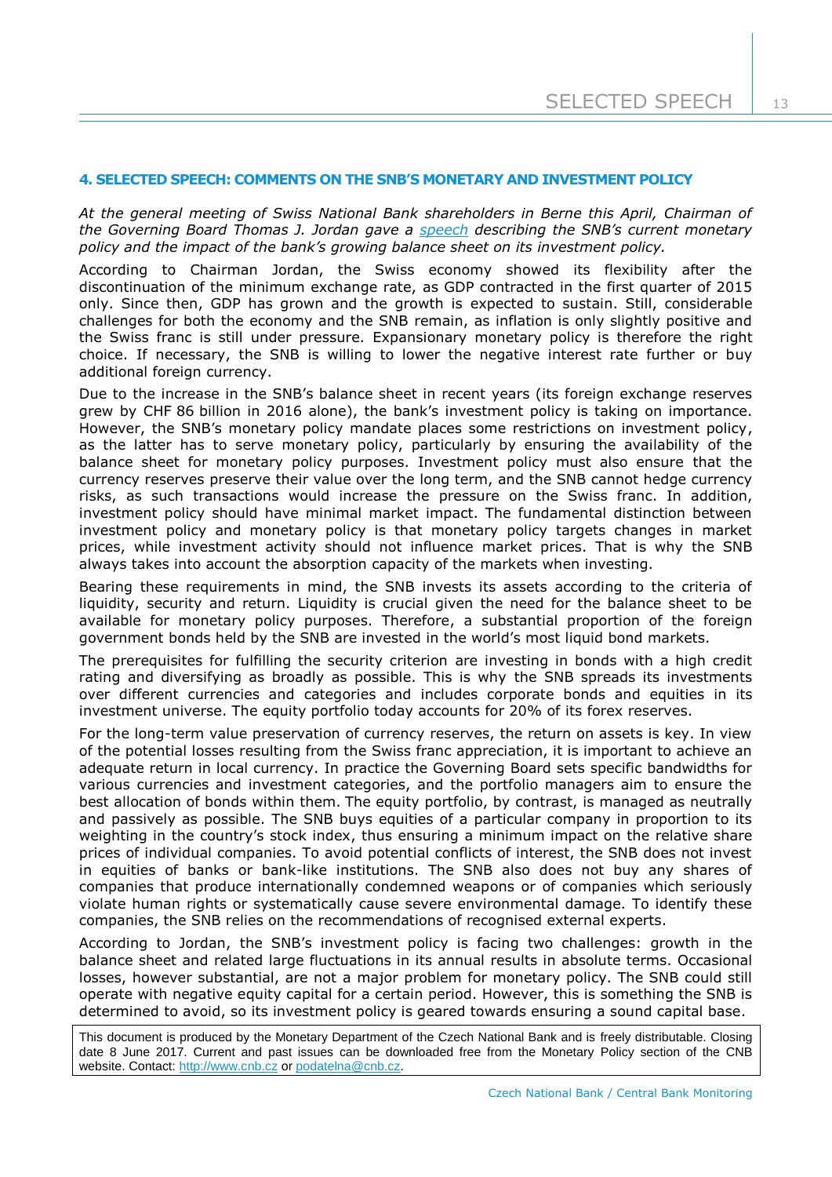## 4. SELECTED SPEECH: COMMENTS ON THE SNB'S MONETARY AND INVESTMENT POLICY

*At the general meeting of Swiss National Bank shareholders in Berne this April, Chairman of the Governing Board Thomas J. Jordan gave a speech describing the SNB's current monetary policy and the impact of the bank's growing balance sheet on its investment policy.*

According to Chairman Jordan, the Swiss economy showed its flexibility after the discontinuation of the minimum exchange rate, as GDP contracted in the first quarter of 2015 only. Since then, GDP has grown and the growth is expected to sustain. Still, considerable challenges for both the economy and the SNB remain, as inflation is only slightly positive and the Swiss franc is still under pressure. Expansionary monetary policy is therefore the right choice. If necessary, the SNB is willing to lower the negative interest rate further or buy additional foreign currency.

Due to the increase in the SNB's balance sheet in recent years (its foreign exchange reserves grew by CHF 86 billion in 2016 alone), the bank's investment policy is taking on importance. However, the SNB's monetary policy mandate places some restrictions on investment policy, as the latter has to serve monetary policy, particularly by ensuring the availability of the balance sheet for monetary policy purposes. Investment policy must also ensure that the currency reserves preserve their value over the long term, and the SNB cannot hedge currency risks, as such transactions would increase the pressure on the Swiss franc. In addition, investment policy should have minimal market impact. The fundamental distinction between investment policy and monetary policy is that monetary policy targets changes in market prices, while investment activity should not influence market prices. That is why the SNB always takes into account the absorption capacity of the markets when investing.

Bearing these requirements in mind, the SNB invests its assets according to the criteria of liquidity, security and return. Liquidity is crucial given the need for the balance sheet to be available for monetary policy purposes. Therefore, a substantial proportion of the foreign government bonds held by the SNB are invested in the world's most liquid bond markets.

The prerequisites for fulfilling the security criterion are investing in bonds with a high credit rating and diversifying as broadly as possible. This is why the SNB spreads its investments over different currencies and categories and includes corporate bonds and equities in its investment universe. The equity portfolio today accounts for 20% of its forex reserves.

For the long-term value preservation of currency reserves, the return on assets is key. In view of the potential losses resulting from the Swiss franc appreciation, it is important to achieve an adequate return in local currency. In practice the Governing Board sets specific bandwidths for various currencies and investment categories, and the portfolio managers aim to ensure the best allocation of bonds within them. The equity portfolio, by contrast, is managed as neutrally and passively as possible. The SNB buys equities of a particular company in proportion to its weighting in the country's stock index, thus ensuring a minimum impact on the relative share prices of individual companies. To avoid potential conflicts of interest, the SNB does not invest in equities of banks or bank-like institutions. The SNB also does not buy any shares of companies that produce internationally condemned weapons or of companies which seriously violate human rights or systematically cause severe environmental damage. To identify these companies, the SNB relies on the recommendations of recognised external experts.

According to Jordan, the SNB's investment policy is facing two challenges: growth in the balance sheet and related large fluctuations in its annual results in absolute terms. Occasional losses, however substantial, are not a major problem for monetary policy. The SNB could still operate with negative equity capital for a certain period. However, this is something the SNB is determined to avoid, so its investment policy is geared towards ensuring a sound capital base.

This document is produced by the Monetary Department of the Czech National Bank and is freely distributable. Closing date 8 June 2017. Current and past issues can be downloaded free from the Monetary Policy section of the CNB website. Contact: http://www.cnb.cz or podatelna@cnb.cz.